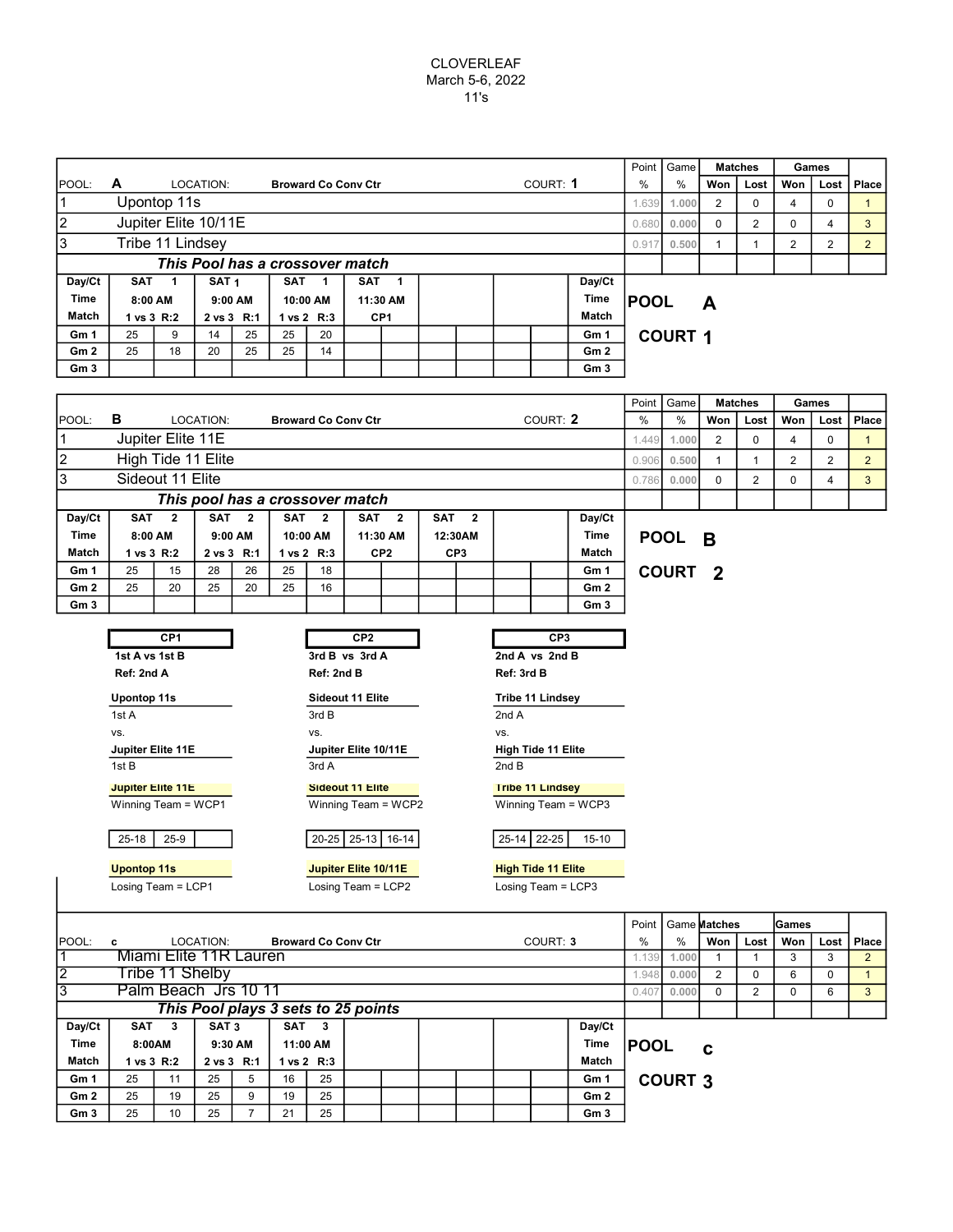CLOVERLEAF
March 5-6, 2022
11's

| POOL: A | LOCATION: Broward Co Conv Ctr | COURT: 1 | Point % | Game % | Matches Won | Matches Lost | Games Won | Games Lost | Place |
|---|---|---|---|---|---|---|---|---|---|
| 1 | Upontop 11s | | 1.639 | 1.000 | 2 | 0 | 4 | 0 | 1 |
| 2 | Jupiter Elite 10/11E | | 0.680 | 0.000 | 0 | 2 | 0 | 4 | 3 |
| 3 | Tribe 11 Lindsey | | 0.917 | 0.500 | 1 | 1 | 2 | 2 | 2 |

***This Pool has a crossover match***

| Day/Ct | SAT 1 | | SAT 1 | | SAT 1 | | SAT 1 | | | | | | Day/Ct |
|---|---|---|---|---|---|---|---|---|---|---|---|---|---|
| Time | 8:00 AM | | 9:00 AM | | 10:00 AM | | 11:30 AM | | | | | | Time |
| Match | 1 vs 3 R:2 | | 2 vs 3 R:1 | | 1 vs 2 R:3 | | CP1 | | | | | | Match |
| Gm 1 | 25 | 9 | 14 | 25 | 25 | 20 | | | | | | | Gm 1 |
| Gm 2 | 25 | 18 | 20 | 25 | 25 | 14 | | | | | | | Gm 2 |
| Gm 3 | | | | | | | | | | | | | Gm 3 |

**POOL A**
**COURT 1**

| POOL: B | LOCATION: Broward Co Conv Ctr | COURT: 2 | Point % | Game % | Matches Won | Matches Lost | Games Won | Games Lost | Place |
|---|---|---|---|---|---|---|---|---|---|
| 1 | Jupiter Elite 11E | | 1.449 | 1.000 | 2 | 0 | 4 | 0 | 1 |
| 2 | High Tide 11 Elite | | 0.906 | 0.500 | 1 | 1 | 2 | 2 | 2 |
| 3 | Sideout 11 Elite | | 0.786 | 0.000 | 0 | 2 | 0 | 4 | 3 |

***This pool has a crossover match***

| Day/Ct | SAT 2 | | SAT 2 | | SAT 2 | | SAT 2 | | SAT 2 | | | | Day/Ct |
|---|---|---|---|---|---|---|---|---|---|---|---|---|---|
| Time | 8:00 AM | | 9:00 AM | | 10:00 AM | | 11:30 AM | | 12:30AM | | | | Time |
| Match | 1 vs 3 R:2 | | 2 vs 3 R:1 | | 1 vs 2 R:3 | | CP2 | | CP3 | | | | Match |
| Gm 1 | 25 | 15 | 28 | 26 | 25 | 18 | | | | | | | Gm 1 |
| Gm 2 | 25 | 20 | 25 | 20 | 25 | 16 | | | | | | | Gm 2 |
| Gm 3 | | | | | | | | | | | | | Gm 3 |

**POOL B**
**COURT 2**

| CP1 | CP2 | CP3 |
|---|---|---|
| **1st A vs 1st B** | **3rd B vs 3rd A** | **2nd A vs 2nd B** |
| **Ref: 2nd A** | **Ref: 2nd B** | **Ref: 3rd B** |
| **Upontop 11s** | **Sideout 11 Elite** | **Tribe 11 Lindsey** |
| 1st A | 3rd B | 2nd A |
| vs. | vs. | vs. |
| **Jupiter Elite 11E** | **Jupiter Elite 10/11E** | **High Tide 11 Elite** |
| 1st B | 3rd A | 2nd B |
| **Jupiter Elite 11E** | **Sideout 11 Elite** | **Tribe 11 Lindsey** |
| Winning Team = WCP1 | Winning Team = WCP2 | Winning Team = WCP3 |
| 25-18 / 25-9 | 20-25 / 25-13 / 16-14 | 25-14 / 22-25 / 15-10 |
| **Upontop 11s** | **Jupiter Elite 10/11E** | **High Tide 11 Elite** |
| Losing Team = LCP1 | Losing Team = LCP2 | Losing Team = LCP3 |

| POOL: c | LOCATION: Broward Co Conv Ctr | COURT: 3 | Point % | Game % | Matches Won | Matches Lost | Games Won | Games Lost | Place |
|---|---|---|---|---|---|---|---|---|---|
| 1 | Miami Elite 11R Lauren | | 1.139 | 1.000 | 1 | 1 | 3 | 3 | 2 |
| 2 | Tribe 11 Shelby | | 1.948 | 0.000 | 2 | 0 | 6 | 0 | 1 |
| 3 | Palm Beach Jrs 10 11 | | 0.407 | 0.000 | 0 | 2 | 0 | 6 | 3 |

***This Pool plays 3 sets to 25 points***

| Day/Ct | SAT 3 | | SAT 3 | | SAT 3 | | | | | | | | Day/Ct |
|---|---|---|---|---|---|---|---|---|---|---|---|---|---|
| Time | 8:00AM | | 9:30 AM | | 11:00 AM | | | | | | | | Time |
| Match | 1 vs 3 R:2 | | 2 vs 3 R:1 | | 1 vs 2 R:3 | | | | | | | | Match |
| Gm 1 | 25 | 11 | 25 | 5 | 16 | 25 | | | | | | | Gm 1 |
| Gm 2 | 25 | 19 | 25 | 9 | 19 | 25 | | | | | | | Gm 2 |
| Gm 3 | 25 | 10 | 25 | 7 | 21 | 25 | | | | | | | Gm 3 |

**POOL c**
**COURT 3**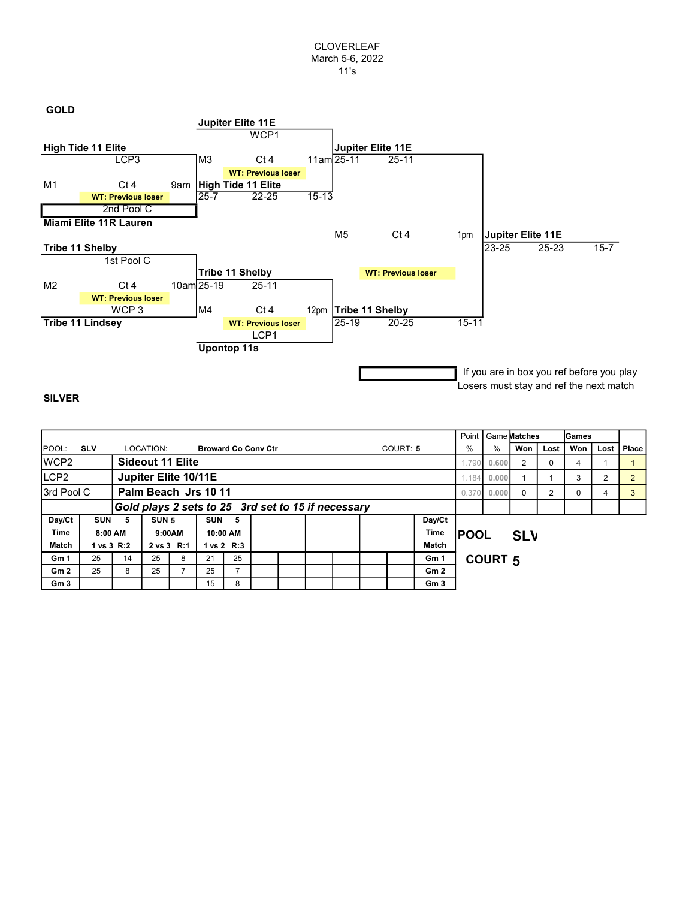CLOVERLEAF
March 5-6, 2022
11's

## GOLD

**Jupiter Elite 11E**
WCP1

**High Tide 11 Elite**
LCP3

M1 Ct 4 9am
WT: Previous loser
2nd Pool C
**Miami Elite 11R Lauren**

M3 Ct 4 11am
WT: Previous loser
**High Tide 11 Elite**
25-7 22-25 15-13

**Jupiter Elite 11E**
25-11 25-11

M5 Ct 4 1pm
WT: Previous loser

**Jupiter Elite 11E**
23-25 25-23 15-7

**Tribe 11 Shelby**
1st Pool C

M2 Ct 4 10am
WT: Previous loser
WCP 3
**Tribe 11 Lindsey**

**Tribe 11 Shelby**
25-19 25-11

M4 Ct 4 12pm
WT: Previous loser
LCP1
**Upontop 11s**

**Tribe 11 Shelby**
25-19 20-25 15-11

If you are in box you ref before you play
Losers must stay and ref the next match

## SILVER

| POOL: **SLV** | LOCATION: **Broward Co Conv Ctr** | COURT: **5** | Point % | Game % | Matches Won | Matches Lost | Games Won | Games Lost | Place |
|---|---|---|---|---|---|---|---|---|---|
| WCP2 | **Sideout 11 Elite** | | 1.790 | 0.600 | 2 | 0 | 4 | 1 | 1 |
| LCP2 | **Jupiter Elite 10/11E** | | 1.184 | 0.000 | 1 | 1 | 3 | 2 | 2 |
| 3rd Pool C | **Palm Beach Jrs 10 11** | | 0.370 | 0.000 | 0 | 2 | 0 | 4 | 3 |

***Gold plays 2 sets to 25 3rd set to 15 if necessary***

| Day/Ct | SUN | 5 | SUN 5 | | SUN | 5 | | | | | | | Day/Ct |
|---|---|---|---|---|---|---|---|---|---|---|---|---|---|
| Time | 8:00 AM | | 9:00AM | | 10:00 AM | | | | | | | | Time |
| Match | 1 vs 3 R:2 | | 2 vs 3 R:1 | | 1 vs 2 R:3 | | | | | | | | Match |
| Gm 1 | 25 | 14 | 25 | 8 | 21 | 25 | | | | | | | Gm 1 |
| Gm 2 | 25 | 8 | 25 | 7 | 25 | 7 | | | | | | | Gm 2 |
| Gm 3 | | | | | 15 | 8 | | | | | | | Gm 3 |

**POOL SLV**

**COURT 5**